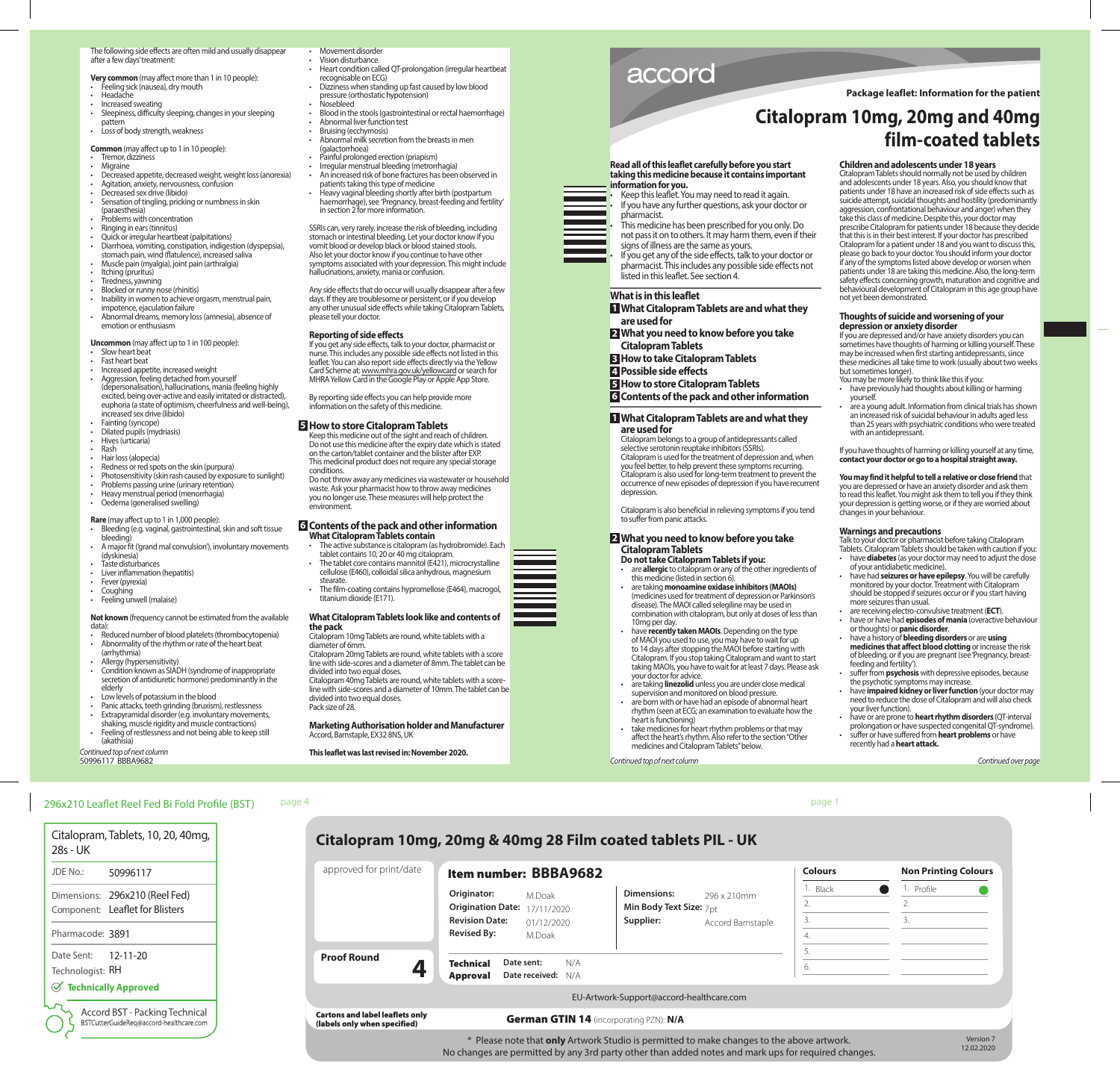The following side effects are often mild and usually disappear after a few days' treatment:

**Very common** (may affect more than 1 in 10 people):

- Feeling sick (nausea), dry mouth
- Headache
- Increased sweating
- Sleepiness, difficulty sleeping, changes in your sleeping pattern
- Loss of body strength, weakness

**Common** (may affect up to 1 in 10 people):

- Tremor, dizziness
- Migraine
- Decreased appetite, decreased weight, weight loss (anorexia)
- Agitation, anxiety, nervousness, confusion
- Decreased sex drive (libido)
- Sensation of tingling, pricking or numbness in skin (paraesthesia)
- Problems with concentration
- Ringing in ears (tinnitus)
- Quick or irregular heartbeat (palpitations)
- Diarrhoea, vomiting, constipation, indigestion (dyspepsia), stomach pain, wind (flatulence), increased saliva
- Muscle pain (myalgia), joint pain (arthralgia)
- Itching (pruritus)
- Tiredness, yawning
- Blocked or runny nose (rhinitis)
- Inability in women to achieve orgasm, menstrual pain, impotence, ejaculation failure
- Abnormal dreams, memory loss (amnesia), absence of emotion or enthusiasm

**Uncommon** (may affect up to 1 in 100 people):

- Slow heart beat
- Fast heart beat
- Increased appetite, increased weight
- Aggression, feeling detached from yourself (depersonalisation), hallucinations, mania (feeling highly excited, being over-active and easily irritated or distracted), euphoria (a state of optimism, cheerfulness and well-being), increased sex drive (libido)
- Fainting (syncope)
- Dilated pupils (mydriasis)
- Hives (urticaria)
- Rash
- Hair loss (alopecia)
- Redness or red spots on the skin (purpura)
- Photosensitivity (skin rash caused by exposure to sunlight)
- Problems passing urine (urinary retention)
- Heavy menstrual period (menorrhagia)
- Oedema (generalised swelling)

**Rare** (may affect up to 1 in 1,000 people):

- Bleeding (e.g. vaginal, gastrointestinal, skin and soft tissue bleeding)
- A major fit ('grand mal convulsion'), involuntary movements (dyskinesia)
- Taste disturbances
- Liver inflammation (hepatitis)
- Fever (pyrexia)
- Coughing
- Feeling unwell (malaise)

**Not known** (frequency cannot be estimated from the available data):

- Reduced number of blood platelets (thrombocytopenia)
- Abnormality of the rhythm or rate of the heart beat (arrhythmia)
- Allergy (hypersensitivity)
- Condition known as SIADH (syndrome of inappropriate secretion of antidiuretic hormone) predominantly in the elderly
- Low levels of potassium in the blood
- Panic attacks, teeth grinding (bruxism), restlessness
- Extrapyramidal disorder (e.g. involuntary movements, shaking, muscle rigidity and muscle contractions)
- Feeling of restlessness and not being able to keep still (akathisia)
- Movement disorder
- Vision disturbance
- Heart condition called QT-prolongation (irregular heartbeat recognisable on ECG)
- Dizziness when standing up fast caused by low blood pressure (orthostatic hypotension)
- Nosebleed
- Blood in the stools (gastrointestinal or rectal haemorrhage)
- Abnormal liver function test
- Bruising (ecchymosis)
- Abnormal milk secretion from the breasts in men (galactorrhoea)
- Painful prolonged erection (priapism)
- Irregular menstrual bleeding (metrorrhagia)
- An increased risk of bone fractures has been observed in patients taking this type of medicine
- Heavy vaginal bleeding shortly after birth (postpartum haemorrhage), see 'Pregnancy, breast-feeding and fertility' in section 2 for more information.

SSRIs can, very rarely, increase the risk of bleeding, including stomach or intestinal bleeding. Let your doctor know if you vomit blood or develop black or blood stained stools. Also let your doctor know if you continue to have other symptoms associated with your depression. This might include hallucinations, anxiety, mania or confusion.

Any side effects that do occur will usually disappear after a few days. If they are troublesome or persistent, or if you develop any other unusual side effects while taking Citalopram Tablets, please tell your doctor.

### Reporting of side effects

If you get any side effects, talk to your doctor, pharmacist or nurse. This includes any possible side effects not listed in this leaflet. You can also report side effects directly via the Yellow Card Scheme at: www.mhra.gov.uk/yellowcard or search for MHRA Yellow Card in the Google Play or Apple App Store.

By reporting side effects you can help provide more information on the safety of this medicine.

## 5 How to store Citalopram Tablets

Keep this medicine out of the sight and reach of children.
Do not use this medicine after the expiry date which is stated on the carton/tablet container and the blister after EXP.
This medicinal product does not require any special storage conditions.
Do not throw away any medicines via wastewater or household waste. Ask your pharmacist how to throw away medicines you no longer use. These measures will help protect the environment.

## 6 Contents of the pack and other information

### What Citalopram Tablets contain

- The active substance is citalopram (as hydrobromide). Each tablet contains 10, 20 or 40 mg citalopram.
- The tablet core contains mannitol (E421), microcrystalline cellulose (E460), colloidal silica anhydrous, magnesium stearate.
- The film-coating contains hypromellose (E464), macrogol, titanium dioxide (E171).

### What Citalopram Tablets look like and contents of the pack

Citalopram 10mg Tablets are round, white tablets with a diameter of 6mm.
Citalopram 20mg Tablets are round, white tablets with a score line with side-scores and a diameter of 8mm. The tablet can be divided into two equal doses.
Citalopram 40mg Tablets are round, white tablets with a score-line with side-scores and a diameter of 10mm. The tablet can be divided into two equal doses.
Pack size of 28.

### Marketing Authorisation holder and Manufacturer

Accord, Barnstaple, EX32 8NS, UK

**This leaflet was last revised in: November 2020.**

*Continued top of next column*

50996117 BBBA9682

accord

**Package leaflet: Information for the patient**

# Citalopram 10mg, 20mg and 40mg film-coated tablets

**Read all of this leaflet carefully before you start taking this medicine because it contains important information for you.**

- Keep this leaflet. You may need to read it again.
- If you have any further questions, ask your doctor or pharmacist.
- This medicine has been prescribed for you only. Do not pass it on to others. It may harm them, even if their signs of illness are the same as yours.
- If you get any of the side effects, talk to your doctor or pharmacist. This includes any possible side effects not listed in this leaflet. See section 4.

### What is in this leaflet

1. What Citalopram Tablets are and what they are used for
2. What you need to know before you take Citalopram Tablets
3. How to take Citalopram Tablets
4. Possible side effects
5. How to store Citalopram Tablets
6. Contents of the pack and other information

## 1 What Citalopram Tablets are and what they are used for

Citalopram belongs to a group of antidepressants called selective serotonin reuptake inhibitors (SSRIs).
Citalopram is used for the treatment of depression and, when you feel better, to help prevent these symptoms recurring.
Citalopram is also used for long-term treatment to prevent the occurrence of new episodes of depression if you have recurrent depression.

Citalopram is also beneficial in relieving symptoms if you tend to suffer from panic attacks.

## 2 What you need to know before you take Citalopram Tablets

### Do not take Citalopram Tablets if you:

- are **allergic** to citalopram or any of the other ingredients of this medicine (listed in section 6).
- are taking **monoamine oxidase inhibitors (MAOIs)** (medicines used for treatment of depression or Parkinson's disease). The MAOI called selegiline may be used in combination with citalopram, but only at doses of less than 10mg per day.
- have **recently taken MAOIs**. Depending on the type of MAOI you used to use, you may have to wait for up to 14 days after stopping the MAOI before starting with Citalopram. If you stop taking Citalopram and want to start taking MAOIs, you have to wait for at least 7 days. Please ask your doctor for advice.
- are taking **linezolid** unless you are under close medical supervision and monitored on blood pressure.
- are born with or have had an episode of abnormal heart rhythm (seen at ECG; an examination to evaluate how the heart is functioning)
- take medicines for heart rhythm problems or that may affect the heart's rhythm. Also refer to the section "Other medicines and Citalopram Tablets" below.

*Continued top of next column*

### Children and adolescents under 18 years

Citalopram Tablets should normally not be used by children and adolescents under 18 years. Also, you should know that patients under 18 have an increased risk of side effects such as suicide attempt, suicidal thoughts and hostility (predominantly aggression, confrontational behaviour and anger) when they take this class of medicine. Despite this, your doctor may prescribe Citalopram for patients under 18 because they decide that this is in their best interest. If your doctor has prescribed Citalopram for a patient under 18 and you want to discuss this, please go back to your doctor. You should inform your doctor if any of the symptoms listed above develop or worsen when patients under 18 are taking this medicine. Also, the long-term safety effects concerning growth, maturation and cognitive and behavioural development of Citalopram in this age group have not yet been demonstrated.

### Thoughts of suicide and worsening of your depression or anxiety disorder

If you are depressed and/or have anxiety disorders you can sometimes have thoughts of harming or killing yourself. These may be increased when first starting antidepressants, since these medicines all take time to work (usually about two weeks but sometimes longer).
You may be more likely to think like this if you:

- have previously had thoughts about killing or harming yourself.
- are a young adult. Information from clinical trials has shown an increased risk of suicidal behaviour in adults aged less than 25 years with psychiatric conditions who were treated with an antidepressant.

If you have thoughts of harming or killing yourself at any time, **contact your doctor or go to a hospital straight away.**

**You may find it helpful to tell a relative or close friend** that you are depressed or have an anxiety disorder and ask them to read this leaflet. You might ask them to tell you if they think your depression is getting worse, or if they are worried about changes in your behaviour.

### Warnings and precautions

Talk to your doctor or pharmacist before taking Citalopram Tablets. Citalopram Tablets should be taken with caution if you:

- have **diabetes** (as your doctor may need to adjust the dose of your antidiabetic medicine).
- have had **seizures or have epilepsy**. You will be carefully monitored by your doctor. Treatment with Citalopram should be stopped if seizures occur or if you start having more seizures than usual.
- are receiving electro-convulsive treatment (**ECT**).
- have or have had **episodes of mania** (overactive behaviour or thoughts) or **panic disorder**.
- have a history of **bleeding disorders** or are **using medicines that affect blood clotting** or increase the risk of bleeding, or if you are pregnant (see 'Pregnancy, breast-feeding and fertility').
- suffer from **psychosis** with depressive episodes, because the psychotic symptoms may increase.
- have **impaired kidney or liver function** (your doctor may need to reduce the dose of Citalopram and will also check your liver function).
- have or are prone to **heart rhythm disorders** (QT-interval prolongation or have suspected congenital QT-syndrome).
- suffer or have suffered from **heart problems** or have recently had a **heart attack.**

*Continued over page*

296x210 Leaflet Reel Fed Bi Fold Profile (BST)

| Citalopram, Tablets, 10, 20, 40mg, 28s - UK | |
|---|---|
| JDE No.: | 50996117 |
| Dimensions: | 296x210 (Reel Fed) |
| Component: | Leaflet for Blisters |
| Pharmacode: | 3891 |
| Date Sent: | 12-11-20 |
| Technologist: | RH |
| Technically Approved | |

Accord BST - Packing Technical
BSTCutterGuideReq@accord-healthcare.com

## Citalopram 10mg, 20mg & 40mg 28 Film coated tablets PIL - UK

approved for print/date

**Item number: BBBA9682**

| | | | |
|---|---|---|---|
| **Originator:** | M.Doak | **Dimensions:** | 296 x 210mm |
| **Origination Date:** | 17/11/2020 | **Min Body Text Size:** | 7pt |
| **Revision Date:** | 01/12/2020 | **Supplier:** | Accord Barnstaple |
| **Revised By:** | M.Doak | | |

**Proof Round** 4

**Technical Approval** — Date sent: N/A — Date received: N/A

| Colours | Non Printing Colours |
|---|---|
| 1. Black | 1. Profile |
| 2. | 2. |
| 3. | 3. |
| 4. | |
| 5. | |
| 6. | |

EU-Artwork-Support@accord-healthcare.com

**Cartons and label leaflets only (labels only when specified)**

**German GTIN 14** (incorporating PZN): **N/A**

\* Please note that **only** Artwork Studio is permitted to make changes to the above artwork.
No changes are permitted by any 3rd party other than added notes and mark ups for required changes.

Version 7
12.02.2020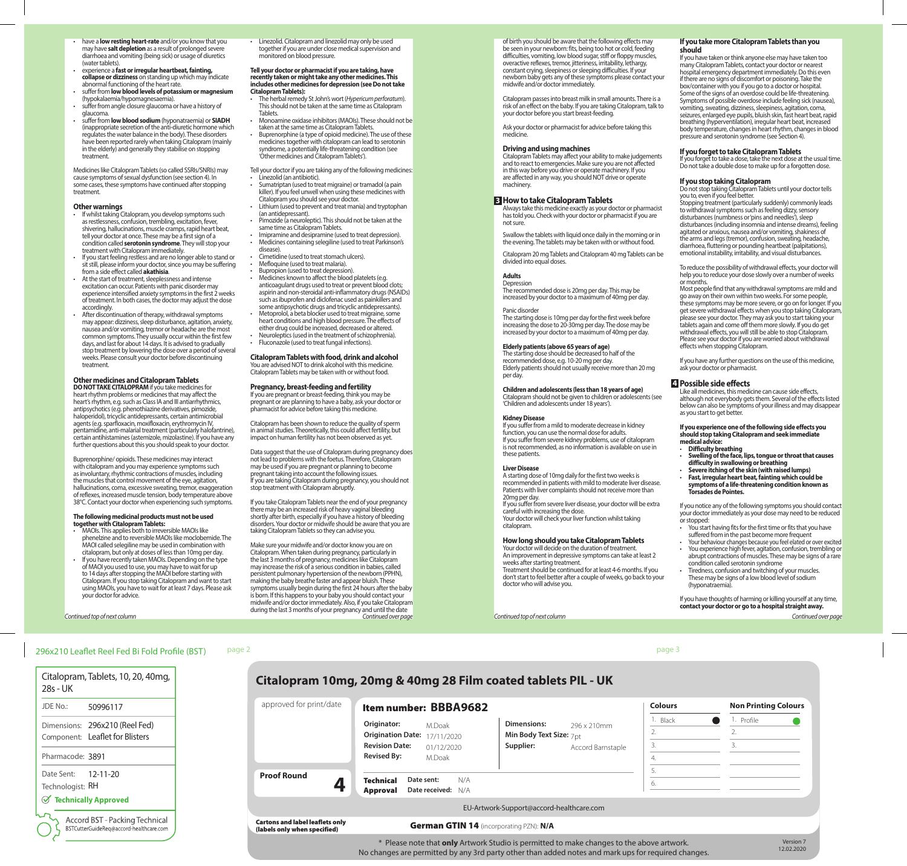- have a **low resting heart-rate** and/or you know that you may have **salt depletion** as a result of prolonged severe diarrhoea and vomiting (being sick) or usage of diuretics (water tablets).
- experience a **fast or irregular heartbeat, fainting, collapse or dizziness** on standing up which may indicate abnormal functioning of the heart rate.
- suffer from **low blood levels of potassium or magnesium** (hypokalaemia/hypomagnesaemia).
- suffer from angle closure glaucoma or have a history of glaucoma.
- suffer from **low blood sodium** (hyponatraemia) or **SIADH** (inappropriate secretion of the anti-diuretic hormone which regulates the water balance in the body). These disorders have been reported rarely when taking Citalopram (mainly in the elderly) and generally they stabilise on stopping treatment.

Medicines like Citalopram Tablets (so called SSRIs/SNRIs) may cause symptoms of sexual dysfunction (see section 4). In some cases, these symptoms have continued after stopping treatment.

**Other warnings**

- If whilst taking Citalopram, you develop symptoms such as restlessness, confusion, trembling, excitation, fever, shivering, hallucinations, muscle cramps, rapid heart beat, tell your doctor at once. These may be a first sign of a condition called **serotonin syndrome**. They will stop your treatment with Citalopram immediately.
- If you start feeling restless and are no longer able to stand or sit still, please inform your doctor, since you may be suffering from a side effect called **akathisia**.
- At the start of treatment, sleeplessness and intense excitation can occur. Patients with panic disorder may experience intensified anxiety symptoms in the first 2 weeks of treatment. In both cases, the doctor may adjust the dose accordingly.
- After discontinuation of therapy, withdrawal symptoms may appear: dizziness, sleep disturbance, agitation, anxiety, nausea and/or vomiting, tremor or headache are the most common symptoms. They usually occur within the first few days, and last for about 14 days. It is advised to gradually stop treatment by lowering the dose over a period of several weeks. Please consult your doctor before discontinuing treatment.

**Other medicines and Citalopram Tablets**

**DO NOT TAKE CITALOPRAM** if you take medicines for heart rhythm problems or medicines that may affect the heart's rhythm, e.g. such as Class IA and III antiarrhythmics, antipsychotics (e.g. phenothiazine derivatives, pimozide, haloperidol), tricyclic antidepressants, certain antimicrobial agents (e.g. sparfloxacin, moxifloxacin, erythromycin IV, pentamidine, anti-malarial treatment (particularly halofantrine), certain antihistamines (astemizole, mizolastine). If you have any further questions about this you should speak to your doctor.

Buprenorphine/ opioids. These medicines may interact with citalopram and you may experience symptoms such as involuntary, rhythmic contractions of muscles, including the muscles that control movement of the eye, agitation, hallucinations, coma, excessive sweating, tremor, exaggeration of reflexes, increased muscle tension, body temperature above 38°C. Contact your doctor when experiencing such symptoms.

**The following medicinal products must not be used together with Citalopram Tablets:**

- MAOIs. This applies both to irreversible MAOIs like phenelzine and to reversible MAOIs like moclobemide. The MAOI called selegiline may be used in combination with citalopram, but only at doses of less than 10mg per day.
- If you have recently taken MAOIs. Depending on the type of MAOI you used to use, you may have to wait for up to 14 days after stopping the MAOI before starting with Citalopram. If you stop taking Citalopram and want to start using MAOIs, you have to wait for at least 7 days. Please ask your doctor for advice.
- Linezolid. Citalopram and linezolid may only be used together if you are under close medical supervision and monitored on blood pressure.

**Tell your doctor or pharmacist if you are taking, have recently taken or might take any other medicines. This includes other medicines for depression (see Do not take Citalopram Tablets):**

- The herbal remedy St John's wort (*Hypericum perforatum*). This should not be taken at the same time as Citalopram Tablets.
- Monoamine oxidase inhibitors (MAOIs). These should not be taken at the same time as Citalopram Tablets.
- Buprenorphine (a type of opioid medicine). The use of these medicines together with citalopram can lead to serotonin syndrome, a potentially life-threatening condition (see 'Other medicines and Citalopram Tablets').

Tell your doctor if you are taking any of the following medicines:

- Linezolid (an antibiotic).
- Sumatriptan (used to treat migraine) or tramadol (a pain killer). If you feel unwell when using these medicines with Citalopram you should see your doctor.
- Lithium (used to prevent and treat mania) and tryptophan (an antidepressant).
- Pimozide (a neuroleptic). This should not be taken at the same time as Citalopram Tablets.
- Imipramine and desipramine (used to treat depression).
- Medicines containing selegiline (used to treat Parkinson's disease).
- Cimetidine (used to treat stomach ulcers).
- Mefloquine (used to treat malaria).
- Bupropion (used to treat depression).
- Medicines known to affect the blood platelets (e.g. anticoagulant drugs used to treat or prevent blood clots; aspirin and non-steroidal anti-inflammatory drugs (NSAIDs) such as ibuprofen and diclofenac used as painkillers and some antipsychotic drugs and tricyclic antidepressants).
- Metoprolol, a beta blocker used to treat migraine, some heart conditions and high blood pressure. The effects of either drug could be increased, decreased or altered.
- Neuroleptics (used in the treatment of schizophrenia).
- Fluconazole (used to treat fungal infections).

**Citalopram Tablets with food, drink and alcohol**

You are advised NOT to drink alcohol with this medicine. Citalopram Tablets may be taken with or without food.

**Pregnancy, breast-feeding and fertility**

If you are pregnant or breast-feeding, think you may be pregnant or are planning to have a baby, ask your doctor or pharmacist for advice before taking this medicine.

Citalopram has been shown to reduce the quality of sperm in animal studies. Theoretically, this could affect fertility, but impact on human fertility has not been observed as yet.

Data suggest that the use of Citalopram during pregnancy does not lead to problems with the foetus. Therefore, Citalopram may be used if you are pregnant or planning to become pregnant taking into account the following issues.
If you are taking Citalopram during pregnancy, you should not stop treatment with Citalopram abruptly.

If you take Citalopram Tablets near the end of your pregnancy there may be an increased risk of heavy vaginal bleeding shortly after birth, especially if you have a history of bleeding disorders. Your doctor or midwife should be aware that you are taking Citalopram Tablets so they can advise you.

Make sure your midwife and/or doctor know you are on Citalopram. When taken during pregnancy, particularly in the last 3 months of pregnancy, medicines like Citalopram may increase the risk of a serious condition in babies, called persistent pulmonary hypertension of the newborn (PPHN), making the baby breathe faster and appear bluish. These symptoms usually begin during the first 24 hours after the baby is born. If this happens to your baby you should contact your midwife and/or doctor immediately. Also, if you take Citalopram during the last 3 months of your pregnancy and until the date of birth you should be aware that the following effects may be seen in your newborn: fits, being too hot or cold, feeding difficulties, vomiting, low blood sugar, stiff or floppy muscles, overactive reflexes, tremor, jitteriness, irritability, lethargy, constant crying, sleepiness or sleeping difficulties. If your newborn baby gets any of these symptoms please contact your midwife and/or doctor immediately.

Citalopram passes into breast milk in small amounts. There is a risk of an effect on the baby. If you are taking Citalopram, talk to your doctor before you start breast-feeding.

Ask your doctor or pharmacist for advice before taking this medicine.

**Driving and using machines**

Citalopram Tablets may affect your ability to make judgements and to react to emergencies. Make sure you are not affected in this way before you drive or operate machinery. If you are affected in any way, you should NOT drive or operate machinery.

## 3 How to take Citalopram Tablets

Always take this medicine exactly as your doctor or pharmacist has told you. Check with your doctor or pharmacist if you are not sure.

Swallow the tablets with liquid once daily in the morning or in the evening. The tablets may be taken with or without food.

Citalopram 20 mg Tablets and Citalopram 40 mg Tablets can be divided into equal doses.

**Adults**

Depression
The recommended dose is 20mg per day. This may be increased by your doctor to a maximum of 40mg per day.

Panic disorder
The starting dose is 10mg per day for the first week before increasing the dose to 20-30mg per day. The dose may be increased by your doctor to a maximum of 40mg per day.

**Elderly patients (above 65 years of age)**

The starting dose should be decreased to half of the recommended dose, e.g. 10-20 mg per day.
Elderly patients should not usually receive more than 20 mg per day.

**Children and adolescents (less than 18 years of age)**

Citalopram should not be given to children or adolescents (see 'Children and adolescents under 18 years').

**Kidney Disease**

If you suffer from a mild to moderate decrease in kidney function, you can use the normal dose for adults.
If you suffer from severe kidney problems, use of citalopram is not recommended, as no information is available on use in these patients.

**Liver Disease**

A starting dose of 10mg daily for the first two weeks is recommended in patients with mild to moderate liver disease. Patients with liver complaints should not receive more than 20mg per day.
If you suffer from severe liver disease, your doctor will be extra careful with increasing the dose.
Your doctor will check your liver function whilst taking citalopram.

**How long should you take Citalopram Tablets**

Your doctor will decide on the duration of treatment.
An improvement in depressive symptoms can take at least 2 weeks after starting treatment.
Treatment should be continued for at least 4-6 months. If you don't start to feel better after a couple of weeks, go back to your doctor who will advise you.

**If you take more Citalopram Tablets than you should**

If you have taken or think anyone else may have taken too many Citalopram Tablets, contact your doctor or nearest hospital emergency department immediately. Do this even if there are no signs of discomfort or poisoning. Take the box/container with you if you go to a doctor or hospital.
Some of the signs of an overdose could be life-threatening. Symptoms of possible overdose include feeling sick (nausea), vomiting, sweating, dizziness, sleepiness, agitation, coma, seizures, enlarged eye pupils, bluish skin, fast heart beat, rapid breathing (hyperventilation), irregular heart beat, increased body temperature, changes in heart rhythm, changes in blood pressure and serotonin syndrome (see Section 4).

**If you forget to take Citalopram Tablets**

If you forget to take a dose, take the next dose at the usual time. Do not take a double dose to make up for a forgotten dose.

**If you stop taking Citalopram**

Do not stop taking Citalopram Tablets until your doctor tells you to, even if you feel better.
Stopping treatment (particularly suddenly) commonly leads to withdrawal symptoms such as feeling dizzy, sensory disturbances (numbness or 'pins and needles'), sleep disturbances (including insomnia and intense dreams), feeling agitated or anxious, nausea and/or vomiting, shakiness of the arms and legs (tremor), confusion, sweating, headache, diarrhoea, fluttering or pounding heartbeat (palpitations), emotional instability, irritability, and visual disturbances.

To reduce the possibility of withdrawal effects, your doctor will help you to reduce your dose slowly over a number of weeks or months.
Most people find that any withdrawal symptoms are mild and go away on their own within two weeks. For some people, these symptoms may be more severe, or go on for longer. If you get severe withdrawal effects when you stop taking Citalopram, please see your doctor. They may ask you to start taking your tablets again and come off them more slowly. If you do get withdrawal effects, you will still be able to stop Citalopram. Please see your doctor if you are worried about withdrawal effects when stopping Citalopram.

If you have any further questions on the use of this medicine, ask your doctor or pharmacist.

## 4 Possible side effects

Like all medicines, this medicine can cause side effects, although not everybody gets them. Several of the effects listed below can also be symptoms of your illness and may disappear as you start to get better.

**If you experience one of the following side effects you should stop taking Citalopram and seek immediate medical advice:**

- **Difficulty breathing**
- **Swelling of the face, lips, tongue or throat that causes difficulty in swallowing or breathing**
- **Severe itching of the skin (with raised lumps)**
- **Fast, irregular heart beat, fainting which could be symptoms of a life-threatening condition known as Torsades de Pointes.**

If you notice any of the following symptoms you should contact your doctor immediately as your dose may need to be reduced or stopped:

- You start having fits for the first time or fits that you have suffered from in the past become more frequent
- Your behaviour changes because you feel elated or over excited
- You experience high fever, agitation, confusion, trembling or abrupt contractions of muscles. These may be signs of a rare condition called serotonin syndrome
- Tiredness, confusion and twitching of your muscles. These may be signs of a low blood level of sodium (hyponatraemia).

If you have thoughts of harming or killing yourself at any time, **contact your doctor or go to a hospital straight away.**

*Continued over page*

296x210 Leaflet Reel Fed Bi Fold Profile (BST)

| | |
|---|---|
| Citalopram, Tablets, 10, 20, 40mg, 28s - UK | |
| JDE No.: | 50996117 |
| Dimensions: | 296x210 (Reel Fed) |
| Component: | Leaflet for Blisters |
| Pharmacode: | 3891 |
| Date Sent: | 12-11-20 |
| Technologist: | RH |
| Technically Approved | |
| Accord BST - Packing Technical | BSTCutterGuideReq@accord-healthcare.com |

**Citalopram 10mg, 20mg & 40mg 28 Film coated tablets PIL - UK**

approved for print/date

**Item number: BBBA9682**

| | | | |
|---|---|---|---|
| **Originator:** | M.Doak | **Dimensions:** | 296 x 210mm |
| **Origination Date:** | 17/11/2020 | **Min Body Text Size:** | 7pt |
| **Revision Date:** | 01/12/2020 | **Supplier:** | Accord Barnstaple |
| **Revised By:** | M.Doak | | |

**Proof Round** 4

**Technical Approval** Date sent: N/A Date received: N/A

| Colours | Non Printing Colours |
|---|---|
| 1. Black | 1. Profile |
| 2. | 2. |
| 3. | 3. |
| 4. | |
| 5. | |
| 6. | |

EU-Artwork-Support@accord-healthcare.com

**Cartons and label leaflets only (labels only when specified)** **German GTIN 14** (incorporating PZN): **N/A**

\* Please note that **only** Artwork Studio is permitted to make changes to the above artwork.
No changes are permitted by any 3rd party other than added notes and mark ups for required changes.

Version 7
12.02.2020